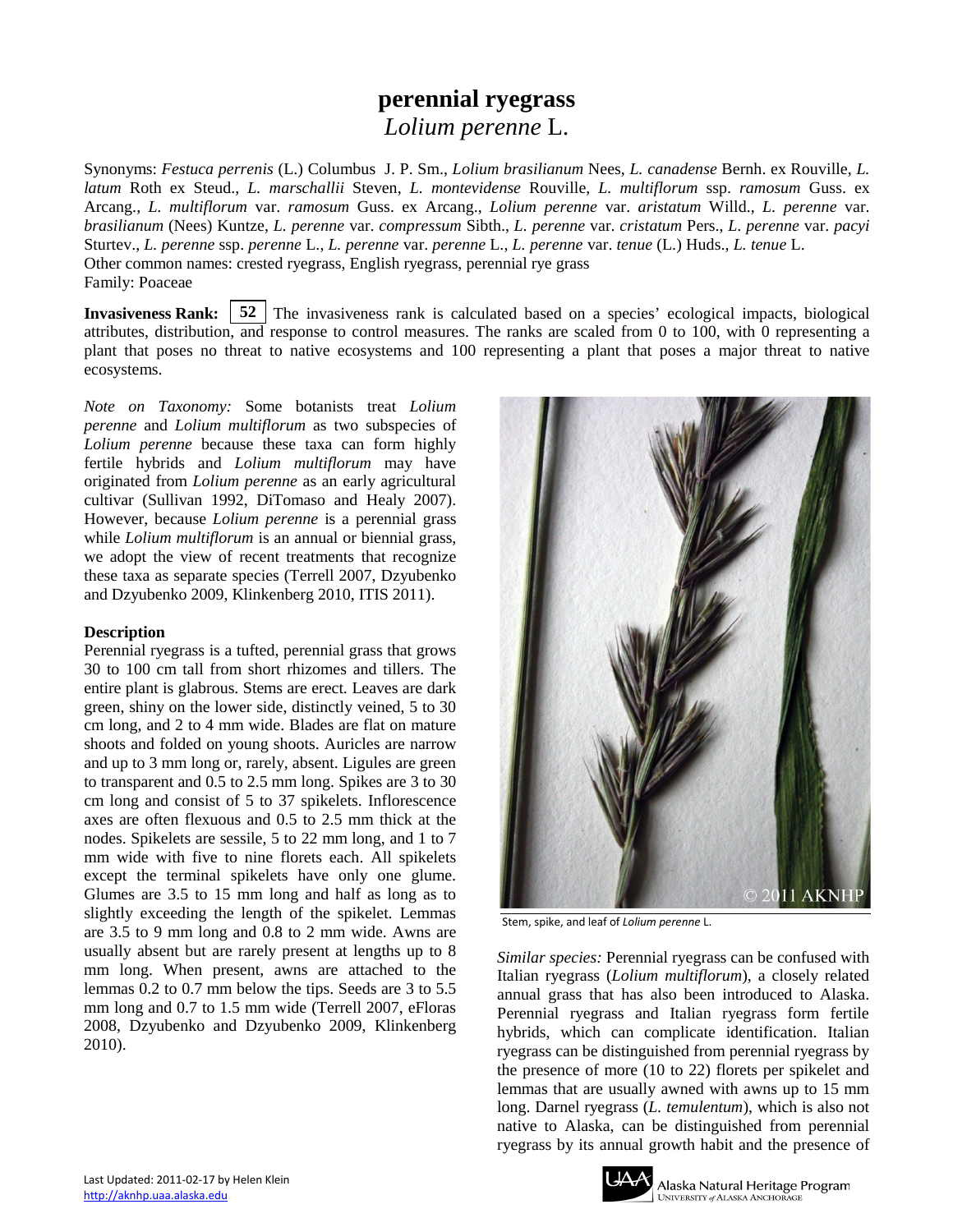# perennial ryegrass
## *Lolium perenne* L.

Synonyms: *Festuca perrenis* (L.) Columbus J. P. Sm., *Lolium brasilianum* Nees, *L. canadense* Bernh. ex Rouville, *L. latum* Roth ex Steud., *L. marschallii* Steven, *L. montevidense* Rouville, *L. multiflorum* ssp. *ramosum* Guss. ex Arcang., *L. multiflorum* var. *ramosum* Guss. ex Arcang., *Lolium perenne* var. *aristatum* Willd., *L. perenne* var. *brasilianum* (Nees) Kuntze, *L. perenne* var. *compressum* Sibth., *L. perenne* var. *cristatum* Pers., *L. perenne* var. *pacyi* Sturtev., *L. perenne* ssp. *perenne* L., *L. perenne* var. *perenne* L., *L. perenne* var. *tenue* (L.) Huds., *L. tenue* L.
Other common names: crested ryegrass, English ryegrass, perennial rye grass
Family: Poaceae

**Invasiveness Rank:** **52** The invasiveness rank is calculated based on a species' ecological impacts, biological attributes, distribution, and response to control measures. The ranks are scaled from 0 to 100, with 0 representing a plant that poses no threat to native ecosystems and 100 representing a plant that poses a major threat to native ecosystems.

*Note on Taxonomy:* Some botanists treat *Lolium perenne* and *Lolium multiflorum* as two subspecies of *Lolium perenne* because these taxa can form highly fertile hybrids and *Lolium multiflorum* may have originated from *Lolium perenne* as an early agricultural cultivar (Sullivan 1992, DiTomaso and Healy 2007). However, because *Lolium perenne* is a perennial grass while *Lolium multiflorum* is an annual or biennial grass, we adopt the view of recent treatments that recognize these taxa as separate species (Terrell 2007, Dzyubenko and Dzyubenko 2009, Klinkenberg 2010, ITIS 2011).

### Description

Perennial ryegrass is a tufted, perennial grass that grows 30 to 100 cm tall from short rhizomes and tillers. The entire plant is glabrous. Stems are erect. Leaves are dark green, shiny on the lower side, distinctly veined, 5 to 30 cm long, and 2 to 4 mm wide. Blades are flat on mature shoots and folded on young shoots. Auricles are narrow and up to 3 mm long or, rarely, absent. Ligules are green to transparent and 0.5 to 2.5 mm long. Spikes are 3 to 30 cm long and consist of 5 to 37 spikelets. Inflorescence axes are often flexuous and 0.5 to 2.5 mm thick at the nodes. Spikelets are sessile, 5 to 22 mm long, and 1 to 7 mm wide with five to nine florets each. All spikelets except the terminal spikelets have only one glume. Glumes are 3.5 to 15 mm long and half as long as to slightly exceeding the length of the spikelet. Lemmas are 3.5 to 9 mm long and 0.8 to 2 mm wide. Awns are usually absent but are rarely present at lengths up to 8 mm long. When present, awns are attached to the lemmas 0.2 to 0.7 mm below the tips. Seeds are 3 to 5.5 mm long and 0.7 to 1.5 mm wide (Terrell 2007, eFloras 2008, Dzyubenko and Dzyubenko 2009, Klinkenberg 2010).

Stem, spike, and leaf of *Lolium perenne* L.

*Similar species:* Perennial ryegrass can be confused with Italian ryegrass (*Lolium multiflorum*), a closely related annual grass that has also been introduced to Alaska. Perennial ryegrass and Italian ryegrass form fertile hybrids, which can complicate identification. Italian ryegrass can be distinguished from perennial ryegrass by the presence of more (10 to 22) florets per spikelet and lemmas that are usually awned with awns up to 15 mm long. Darnel ryegrass (*L. temulentum*), which is also not native to Alaska, can be distinguished from perennial ryegrass by its annual growth habit and the presence of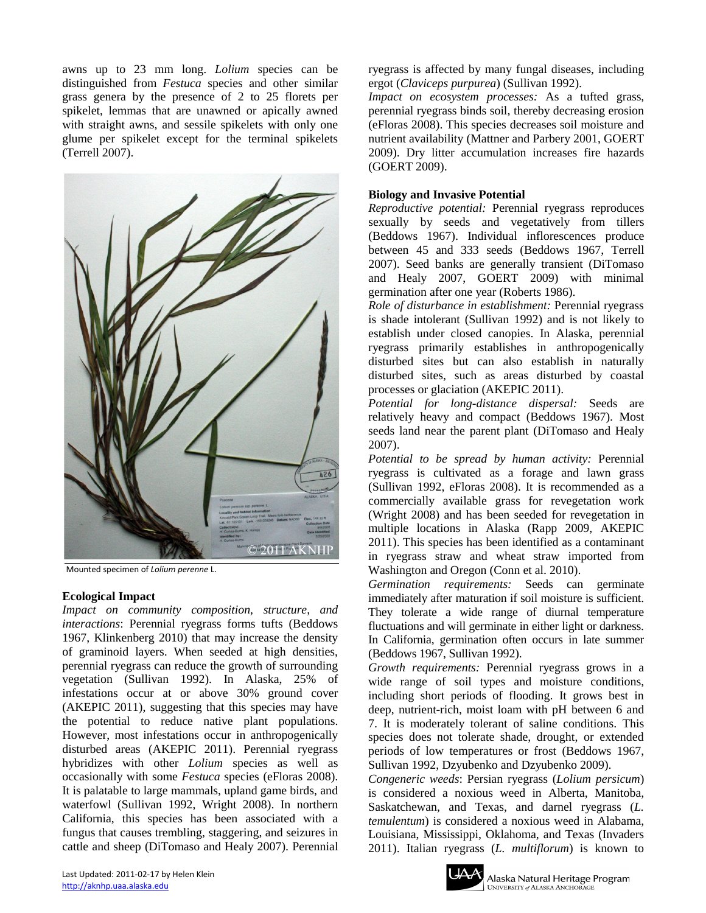awns up to 23 mm long. *Lolium* species can be distinguished from *Festuca* species and other similar grass genera by the presence of 2 to 25 florets per spikelet, lemmas that are unawned or apically awned with straight awns, and sessile spikelets with only one glume per spikelet except for the terminal spikelets (Terrell 2007).

Mounted specimen of *Lolium perenne* L.

## Ecological Impact

*Impact on community composition, structure, and interactions*: Perennial ryegrass forms tufts (Beddows 1967, Klinkenberg 2010) that may increase the density of graminoid layers. When seeded at high densities, perennial ryegrass can reduce the growth of surrounding vegetation (Sullivan 1992). In Alaska, 25% of infestations occur at or above 30% ground cover (AKEPIC 2011), suggesting that this species may have the potential to reduce native plant populations. However, most infestations occur in anthropogenically disturbed areas (AKEPIC 2011). Perennial ryegrass hybridizes with other *Lolium* species as well as occasionally with some *Festuca* species (eFloras 2008). It is palatable to large mammals, upland game birds, and waterfowl (Sullivan 1992, Wright 2008). In northern California, this species has been associated with a fungus that causes trembling, staggering, and seizures in cattle and sheep (DiTomaso and Healy 2007). Perennial ryegrass is affected by many fungal diseases, including ergot (*Claviceps purpurea*) (Sullivan 1992).

*Impact on ecosystem processes:* As a tufted grass, perennial ryegrass binds soil, thereby decreasing erosion (eFloras 2008). This species decreases soil moisture and nutrient availability (Mattner and Parbery 2001, GOERT 2009). Dry litter accumulation increases fire hazards (GOERT 2009).

## Biology and Invasive Potential

*Reproductive potential:* Perennial ryegrass reproduces sexually by seeds and vegetatively from tillers (Beddows 1967). Individual inflorescences produce between 45 and 333 seeds (Beddows 1967, Terrell 2007). Seed banks are generally transient (DiTomaso and Healy 2007, GOERT 2009) with minimal germination after one year (Roberts 1986).

*Role of disturbance in establishment:* Perennial ryegrass is shade intolerant (Sullivan 1992) and is not likely to establish under closed canopies. In Alaska, perennial ryegrass primarily establishes in anthropogenically disturbed sites but can also establish in naturally disturbed sites, such as areas disturbed by coastal processes or glaciation (AKEPIC 2011).

*Potential for long-distance dispersal:* Seeds are relatively heavy and compact (Beddows 1967). Most seeds land near the parent plant (DiTomaso and Healy 2007).

*Potential to be spread by human activity:* Perennial ryegrass is cultivated as a forage and lawn grass (Sullivan 1992, eFloras 2008). It is recommended as a commercially available grass for revegetation work (Wright 2008) and has been seeded for revegetation in multiple locations in Alaska (Rapp 2009, AKEPIC 2011). This species has been identified as a contaminant in ryegrass straw and wheat straw imported from Washington and Oregon (Conn et al. 2010).

*Germination requirements:* Seeds can germinate immediately after maturation if soil moisture is sufficient. They tolerate a wide range of diurnal temperature fluctuations and will germinate in either light or darkness. In California, germination often occurs in late summer (Beddows 1967, Sullivan 1992).

*Growth requirements:* Perennial ryegrass grows in a wide range of soil types and moisture conditions, including short periods of flooding. It grows best in deep, nutrient-rich, moist loam with pH between 6 and 7. It is moderately tolerant of saline conditions. This species does not tolerate shade, drought, or extended periods of low temperatures or frost (Beddows 1967, Sullivan 1992, Dzyubenko and Dzyubenko 2009).

*Congeneric weeds*: Persian ryegrass (*Lolium persicum*) is considered a noxious weed in Alberta, Manitoba, Saskatchewan, and Texas, and darnel ryegrass (*L. temulentum*) is considered a noxious weed in Alabama, Louisiana, Mississippi, Oklahoma, and Texas (Invaders 2011). Italian ryegrass (*L. multiflorum*) is known to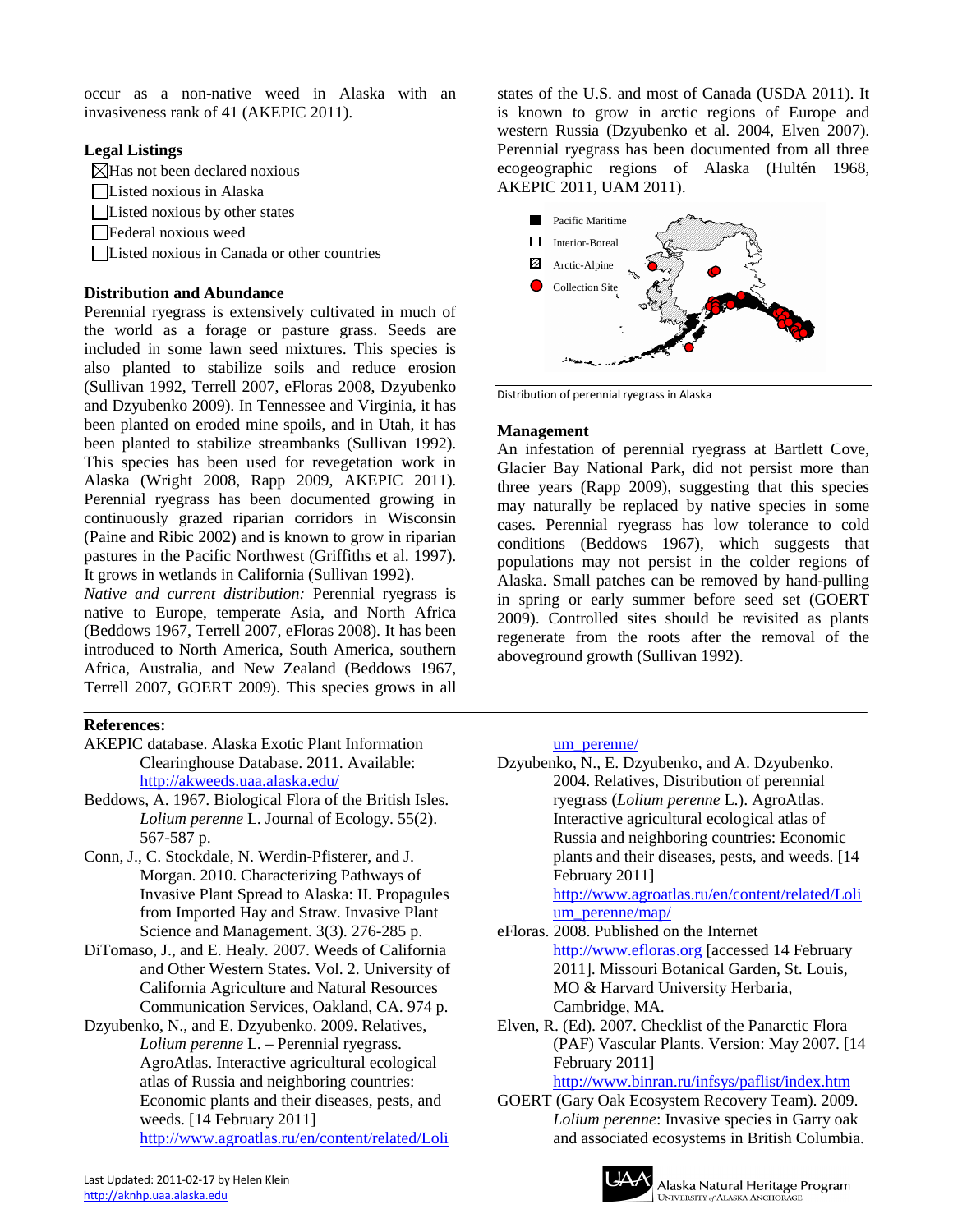occur as a non-native weed in Alaska with an invasiveness rank of 41 (AKEPIC 2011).

**Legal Listings**

- ☒ Has not been declared noxious
- ☐ Listed noxious in Alaska
- ☐ Listed noxious by other states
- ☐ Federal noxious weed
- ☐ Listed noxious in Canada or other countries

**Distribution and Abundance**

Perennial ryegrass is extensively cultivated in much of the world as a forage or pasture grass. Seeds are included in some lawn seed mixtures. This species is also planted to stabilize soils and reduce erosion (Sullivan 1992, Terrell 2007, eFloras 2008, Dzyubenko and Dzyubenko 2009). In Tennessee and Virginia, it has been planted on eroded mine spoils, and in Utah, it has been planted to stabilize streambanks (Sullivan 1992). This species has been used for revegetation work in Alaska (Wright 2008, Rapp 2009, AKEPIC 2011). Perennial ryegrass has been documented growing in continuously grazed riparian corridors in Wisconsin (Paine and Ribic 2002) and is known to grow in riparian pastures in the Pacific Northwest (Griffiths et al. 1997). It grows in wetlands in California (Sullivan 1992).

*Native and current distribution:* Perennial ryegrass is native to Europe, temperate Asia, and North Africa (Beddows 1967, Terrell 2007, eFloras 2008). It has been introduced to North America, South America, southern Africa, Australia, and New Zealand (Beddows 1967, Terrell 2007, GOERT 2009). This species grows in all states of the U.S. and most of Canada (USDA 2011). It is known to grow in arctic regions of Europe and western Russia (Dzyubenko et al. 2004, Elven 2007). Perennial ryegrass has been documented from all three ecogeographic regions of Alaska (Hultén 1968, AKEPIC 2011, UAM 2011).

Distribution of perennial ryegrass in Alaska

**Management**

An infestation of perennial ryegrass at Bartlett Cove, Glacier Bay National Park, did not persist more than three years (Rapp 2009), suggesting that this species may naturally be replaced by native species in some cases. Perennial ryegrass has low tolerance to cold conditions (Beddows 1967), which suggests that populations may not persist in the colder regions of Alaska. Small patches can be removed by hand-pulling in spring or early summer before seed set (GOERT 2009). Controlled sites should be revisited as plants regenerate from the roots after the removal of the aboveground growth (Sullivan 1992).

**References:**

AKEPIC database. Alaska Exotic Plant Information Clearinghouse Database. 2011. Available: http://akweeds.uaa.alaska.edu/

Beddows, A. 1967. Biological Flora of the British Isles. *Lolium perenne* L. Journal of Ecology. 55(2). 567-587 p.

Conn, J., C. Stockdale, N. Werdin-Pfisterer, and J. Morgan. 2010. Characterizing Pathways of Invasive Plant Spread to Alaska: II. Propagules from Imported Hay and Straw. Invasive Plant Science and Management. 3(3). 276-285 p.

DiTomaso, J., and E. Healy. 2007. Weeds of California and Other Western States. Vol. 2. University of California Agriculture and Natural Resources Communication Services, Oakland, CA. 974 p.

Dzyubenko, N., and E. Dzyubenko. 2009. Relatives, *Lolium perenne* L. – Perennial ryegrass. AgroAtlas. Interactive agricultural ecological atlas of Russia and neighboring countries: Economic plants and their diseases, pests, and weeds. [14 February 2011] http://www.agroatlas.ru/en/content/related/Lolium_perenne/

Dzyubenko, N., E. Dzyubenko, and A. Dzyubenko. 2004. Relatives, Distribution of perennial ryegrass (*Lolium perenne* L.). AgroAtlas. Interactive agricultural ecological atlas of Russia and neighboring countries: Economic plants and their diseases, pests, and weeds. [14 February 2011] http://www.agroatlas.ru/en/content/related/Lolium_perenne/map/

eFloras. 2008. Published on the Internet http://www.efloras.org [accessed 14 February 2011]. Missouri Botanical Garden, St. Louis, MO & Harvard University Herbaria, Cambridge, MA.

Elven, R. (Ed). 2007. Checklist of the Panarctic Flora (PAF) Vascular Plants. Version: May 2007. [14 February 2011] http://www.binran.ru/infsys/paflist/index.htm

GOERT (Gary Oak Ecosystem Recovery Team). 2009. *Lolium perenne*: Invasive species in Garry oak and associated ecosystems in British Columbia.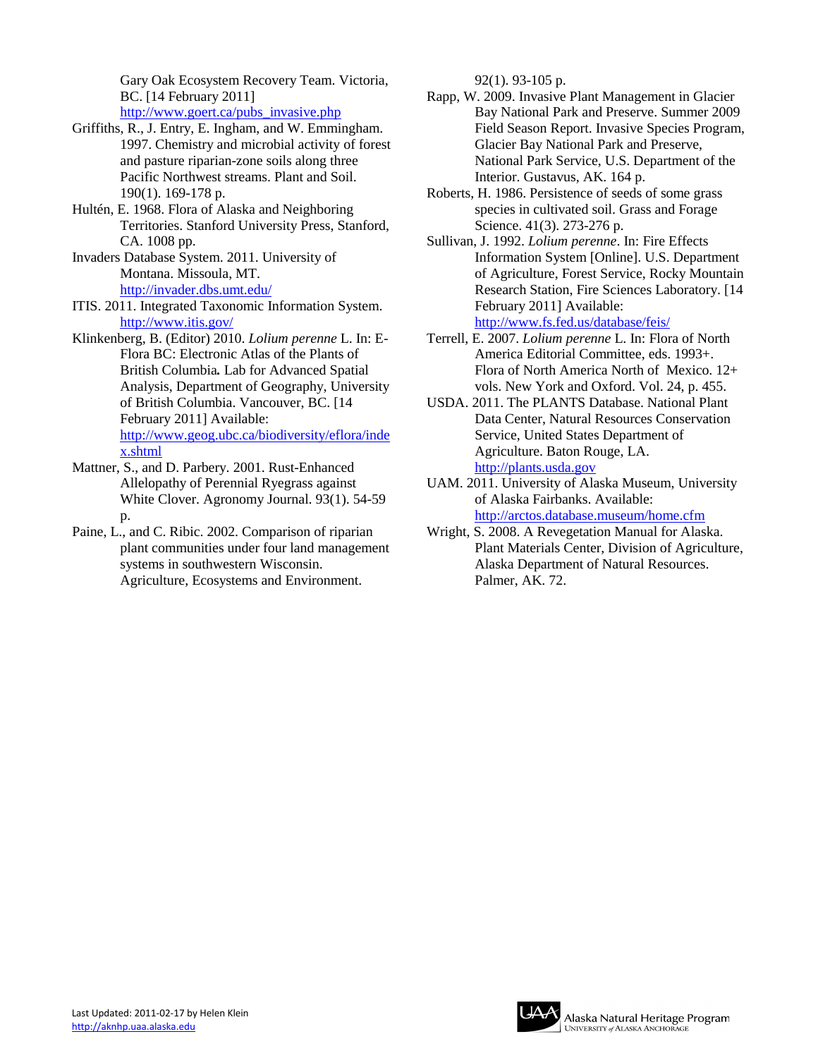Gary Oak Ecosystem Recovery Team. Victoria, BC. [14 February 2011] http://www.goert.ca/pubs_invasive.php

Griffiths, R., J. Entry, E. Ingham, and W. Emmingham. 1997. Chemistry and microbial activity of forest and pasture riparian-zone soils along three Pacific Northwest streams. Plant and Soil. 190(1). 169-178 p.

Hultén, E. 1968. Flora of Alaska and Neighboring Territories. Stanford University Press, Stanford, CA. 1008 pp.

Invaders Database System. 2011. University of Montana. Missoula, MT. http://invader.dbs.umt.edu/

ITIS. 2011. Integrated Taxonomic Information System. http://www.itis.gov/

Klinkenberg, B. (Editor) 2010. *Lolium perenne* L. In: E-Flora BC: Electronic Atlas of the Plants of British Columbia**.** Lab for Advanced Spatial Analysis, Department of Geography, University of British Columbia. Vancouver, BC. [14 February 2011] Available: http://www.geog.ubc.ca/biodiversity/eflora/index.shtml

Mattner, S., and D. Parbery. 2001. Rust-Enhanced Allelopathy of Perennial Ryegrass against White Clover. Agronomy Journal. 93(1). 54-59 p.

Paine, L., and C. Ribic. 2002. Comparison of riparian plant communities under four land management systems in southwestern Wisconsin. Agriculture, Ecosystems and Environment. 92(1). 93-105 p.

Rapp, W. 2009. Invasive Plant Management in Glacier Bay National Park and Preserve. Summer 2009 Field Season Report. Invasive Species Program, Glacier Bay National Park and Preserve, National Park Service, U.S. Department of the Interior. Gustavus, AK. 164 p.

Roberts, H. 1986. Persistence of seeds of some grass species in cultivated soil. Grass and Forage Science. 41(3). 273-276 p.

Sullivan, J. 1992. *Lolium perenne*. In: Fire Effects Information System [Online]. U.S. Department of Agriculture, Forest Service, Rocky Mountain Research Station, Fire Sciences Laboratory. [14 February 2011] Available: http://www.fs.fed.us/database/feis/

Terrell, E. 2007. *Lolium perenne* L. In: Flora of North America Editorial Committee, eds. 1993+. Flora of North America North of Mexico. 12+ vols. New York and Oxford. Vol. 24, p. 455.

USDA. 2011. The PLANTS Database. National Plant Data Center, Natural Resources Conservation Service, United States Department of Agriculture. Baton Rouge, LA. http://plants.usda.gov

UAM. 2011. University of Alaska Museum, University of Alaska Fairbanks. Available: http://arctos.database.museum/home.cfm

Wright, S. 2008. A Revegetation Manual for Alaska. Plant Materials Center, Division of Agriculture, Alaska Department of Natural Resources. Palmer, AK. 72.